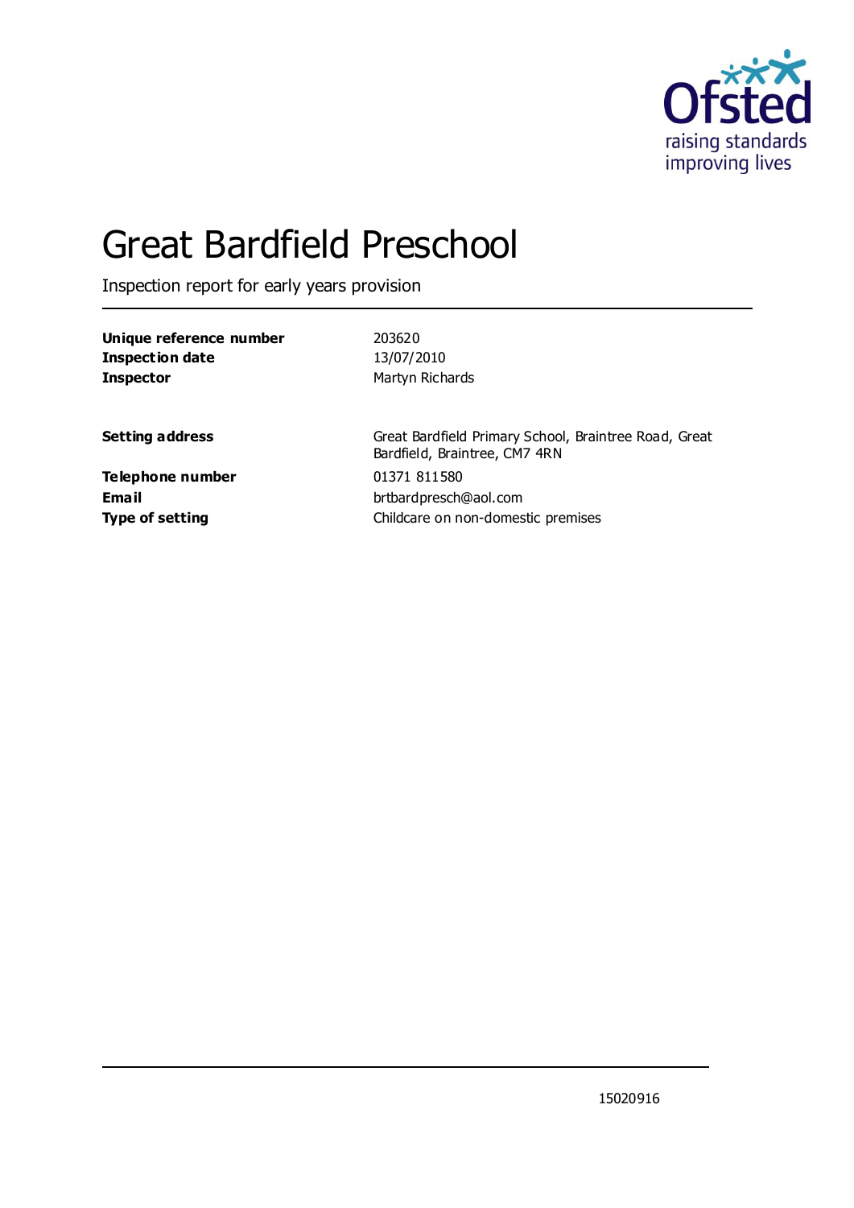Ofsted
raising standards
improving lives

# Great Bardfield Preschool

Inspection report for early years provision

| | |
|---|---|
| **Unique reference number** | 203620 |
| **Inspection date** | 13/07/2010 |
| **Inspector** | Martyn Richards |

| | |
|---|---|
| **Setting address** | Great Bardfield Primary School, Braintree Road, Great Bardfield, Braintree, CM7 4RN |
| **Telephone number** | 01371 811580 |
| **Email** | brtbardpresch@aol.com |
| **Type of setting** | Childcare on non-domestic premises |

15020916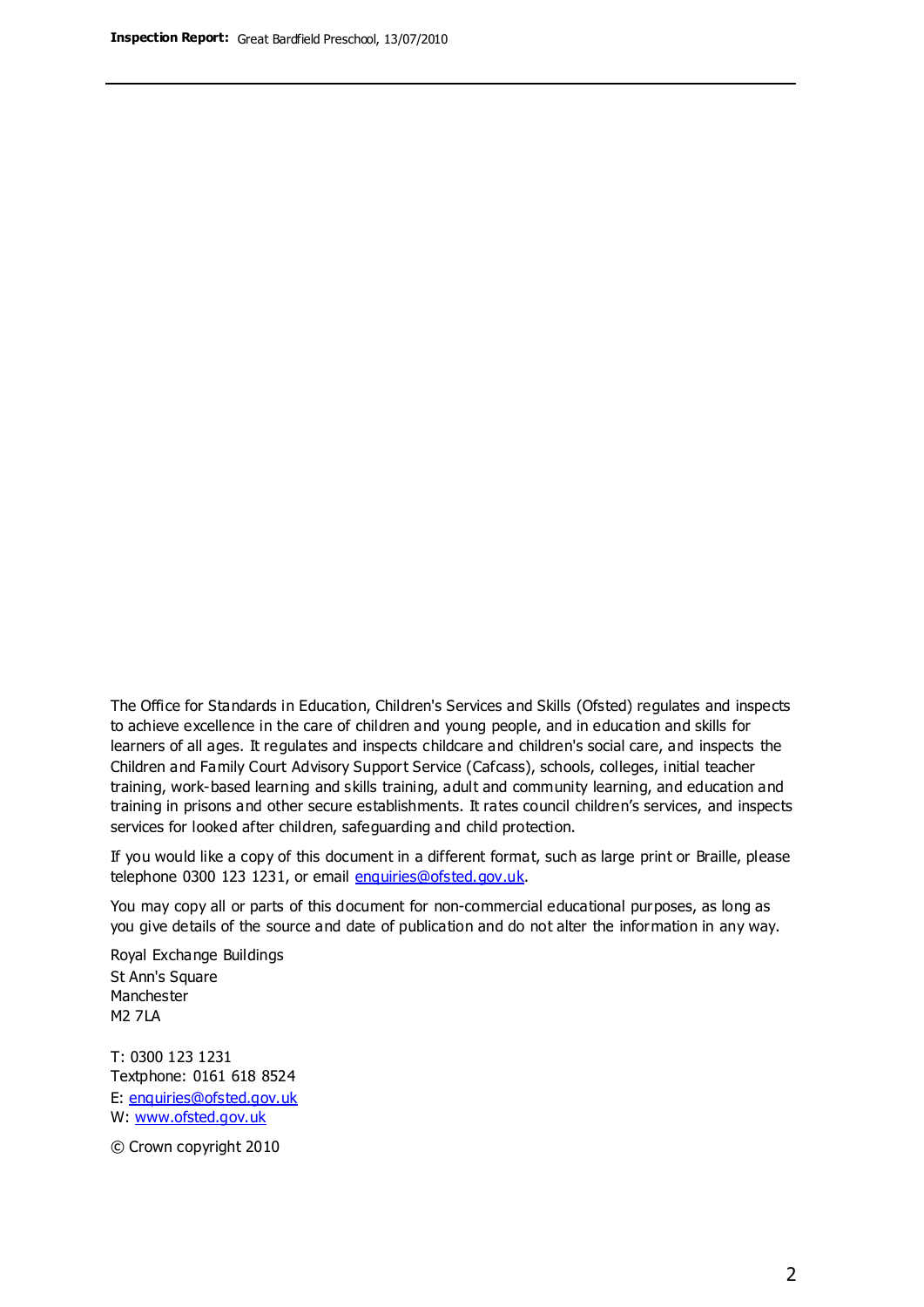The Office for Standards in Education, Children's Services and Skills (Ofsted) regulates and inspects to achieve excellence in the care of children and young people, and in education and skills for learners of all ages. It regulates and inspects childcare and children's social care, and inspects the Children and Family Court Advisory Support Service (Cafcass), schools, colleges, initial teacher training, work-based learning and skills training, adult and community learning, and education and training in prisons and other secure establishments. It rates council children's services, and inspects services for looked after children, safeguarding and child protection.

If you would like a copy of this document in a different format, such as large print or Braille, please telephone 0300 123 1231, or email enquiries@ofsted.gov.uk.

You may copy all or parts of this document for non-commercial educational purposes, as long as you give details of the source and date of publication and do not alter the information in any way.

Royal Exchange Buildings
St Ann's Square
Manchester
M2 7LA

T: 0300 123 1231
Textphone: 0161 618 8524
E: enquiries@ofsted.gov.uk
W: www.ofsted.gov.uk

© Crown copyright 2010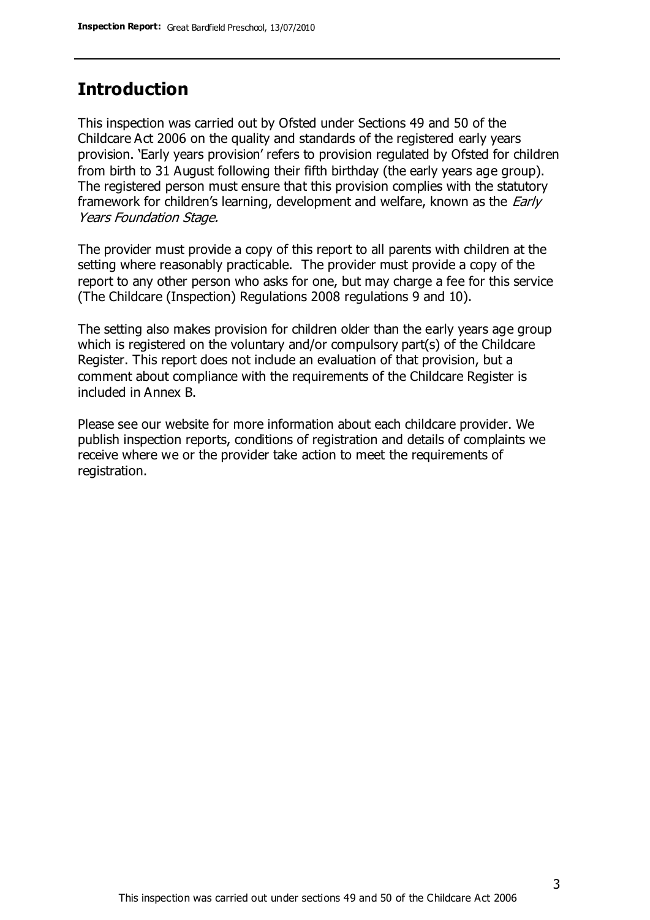## Introduction

This inspection was carried out by Ofsted under Sections 49 and 50 of the Childcare Act 2006 on the quality and standards of the registered early years provision. 'Early years provision' refers to provision regulated by Ofsted for children from birth to 31 August following their fifth birthday (the early years age group). The registered person must ensure that this provision complies with the statutory framework for children's learning, development and welfare, known as the *Early Years Foundation Stage.*

The provider must provide a copy of this report to all parents with children at the setting where reasonably practicable. The provider must provide a copy of the report to any other person who asks for one, but may charge a fee for this service (The Childcare (Inspection) Regulations 2008 regulations 9 and 10).

The setting also makes provision for children older than the early years age group which is registered on the voluntary and/or compulsory part(s) of the Childcare Register. This report does not include an evaluation of that provision, but a comment about compliance with the requirements of the Childcare Register is included in Annex B.

Please see our website for more information about each childcare provider. We publish inspection reports, conditions of registration and details of complaints we receive where we or the provider take action to meet the requirements of registration.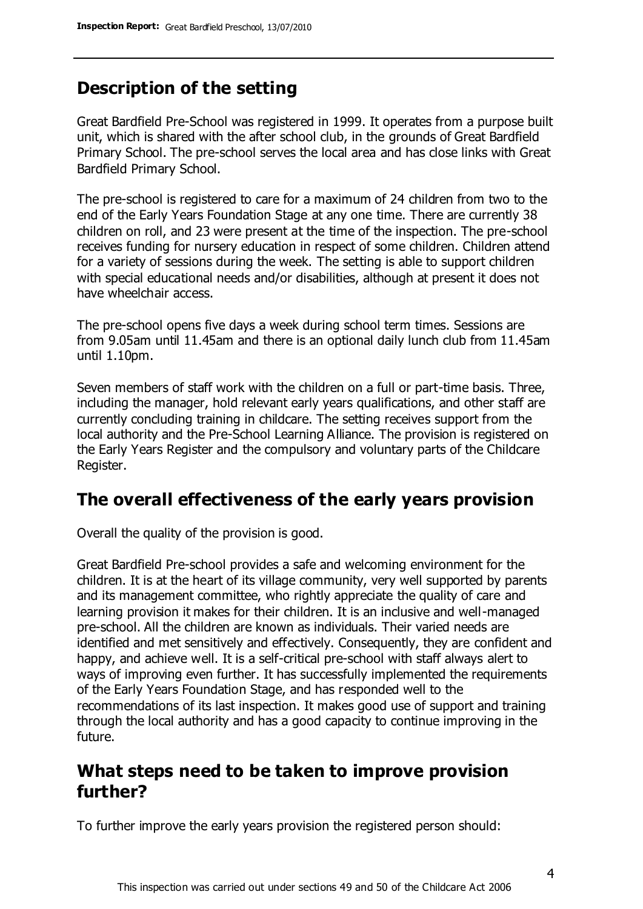## Description of the setting

Great Bardfield Pre-School was registered in 1999. It operates from a purpose built unit, which is shared with the after school club, in the grounds of Great Bardfield Primary School. The pre-school serves the local area and has close links with Great Bardfield Primary School.

The pre-school is registered to care for a maximum of 24 children from two to the end of the Early Years Foundation Stage at any one time. There are currently 38 children on roll, and 23 were present at the time of the inspection. The pre-school receives funding for nursery education in respect of some children. Children attend for a variety of sessions during the week. The setting is able to support children with special educational needs and/or disabilities, although at present it does not have wheelchair access.

The pre-school opens five days a week during school term times. Sessions are from 9.05am until 11.45am and there is an optional daily lunch club from 11.45am until 1.10pm.

Seven members of staff work with the children on a full or part-time basis. Three, including the manager, hold relevant early years qualifications, and other staff are currently concluding training in childcare. The setting receives support from the local authority and the Pre-School Learning Alliance. The provision is registered on the Early Years Register and the compulsory and voluntary parts of the Childcare Register.

## The overall effectiveness of the early years provision

Overall the quality of the provision is good.

Great Bardfield Pre-school provides a safe and welcoming environment for the children. It is at the heart of its village community, very well supported by parents and its management committee, who rightly appreciate the quality of care and learning provision it makes for their children. It is an inclusive and well-managed pre-school. All the children are known as individuals. Their varied needs are identified and met sensitively and effectively. Consequently, they are confident and happy, and achieve well. It is a self-critical pre-school with staff always alert to ways of improving even further. It has successfully implemented the requirements of the Early Years Foundation Stage, and has responded well to the recommendations of its last inspection. It makes good use of support and training through the local authority and has a good capacity to continue improving in the future.

## What steps need to be taken to improve provision further?

To further improve the early years provision the registered person should: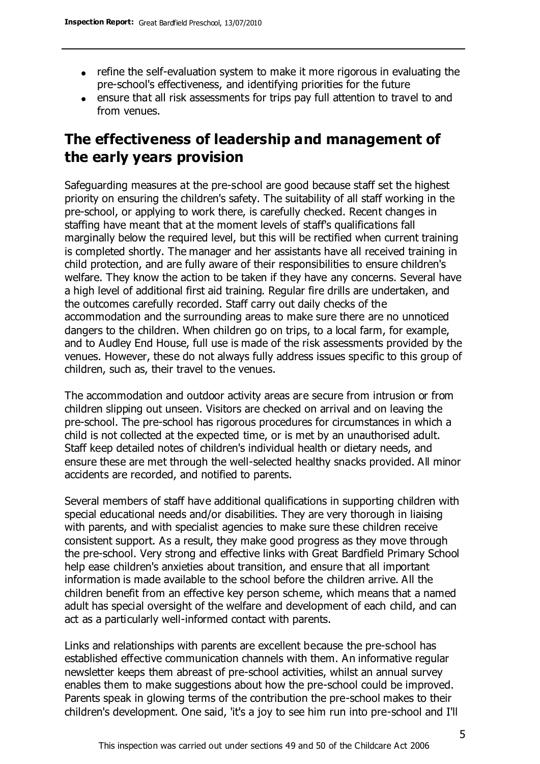- refine the self-evaluation system to make it more rigorous in evaluating the pre-school's effectiveness, and identifying priorities for the future
- ensure that all risk assessments for trips pay full attention to travel to and from venues.

## The effectiveness of leadership and management of the early years provision

Safeguarding measures at the pre-school are good because staff set the highest priority on ensuring the children's safety. The suitability of all staff working in the pre-school, or applying to work there, is carefully checked. Recent changes in staffing have meant that at the moment levels of staff's qualifications fall marginally below the required level, but this will be rectified when current training is completed shortly. The manager and her assistants have all received training in child protection, and are fully aware of their responsibilities to ensure children's welfare. They know the action to be taken if they have any concerns. Several have a high level of additional first aid training. Regular fire drills are undertaken, and the outcomes carefully recorded. Staff carry out daily checks of the accommodation and the surrounding areas to make sure there are no unnoticed dangers to the children. When children go on trips, to a local farm, for example, and to Audley End House, full use is made of the risk assessments provided by the venues. However, these do not always fully address issues specific to this group of children, such as, their travel to the venues.

The accommodation and outdoor activity areas are secure from intrusion or from children slipping out unseen. Visitors are checked on arrival and on leaving the pre-school. The pre-school has rigorous procedures for circumstances in which a child is not collected at the expected time, or is met by an unauthorised adult. Staff keep detailed notes of children's individual health or dietary needs, and ensure these are met through the well-selected healthy snacks provided. All minor accidents are recorded, and notified to parents.

Several members of staff have additional qualifications in supporting children with special educational needs and/or disabilities. They are very thorough in liaising with parents, and with specialist agencies to make sure these children receive consistent support. As a result, they make good progress as they move through the pre-school. Very strong and effective links with Great Bardfield Primary School help ease children's anxieties about transition, and ensure that all important information is made available to the school before the children arrive. All the children benefit from an effective key person scheme, which means that a named adult has special oversight of the welfare and development of each child, and can act as a particularly well-informed contact with parents.

Links and relationships with parents are excellent because the pre-school has established effective communication channels with them. An informative regular newsletter keeps them abreast of pre-school activities, whilst an annual survey enables them to make suggestions about how the pre-school could be improved. Parents speak in glowing terms of the contribution the pre-school makes to their children's development. One said, 'it's a joy to see him run into pre-school and I'll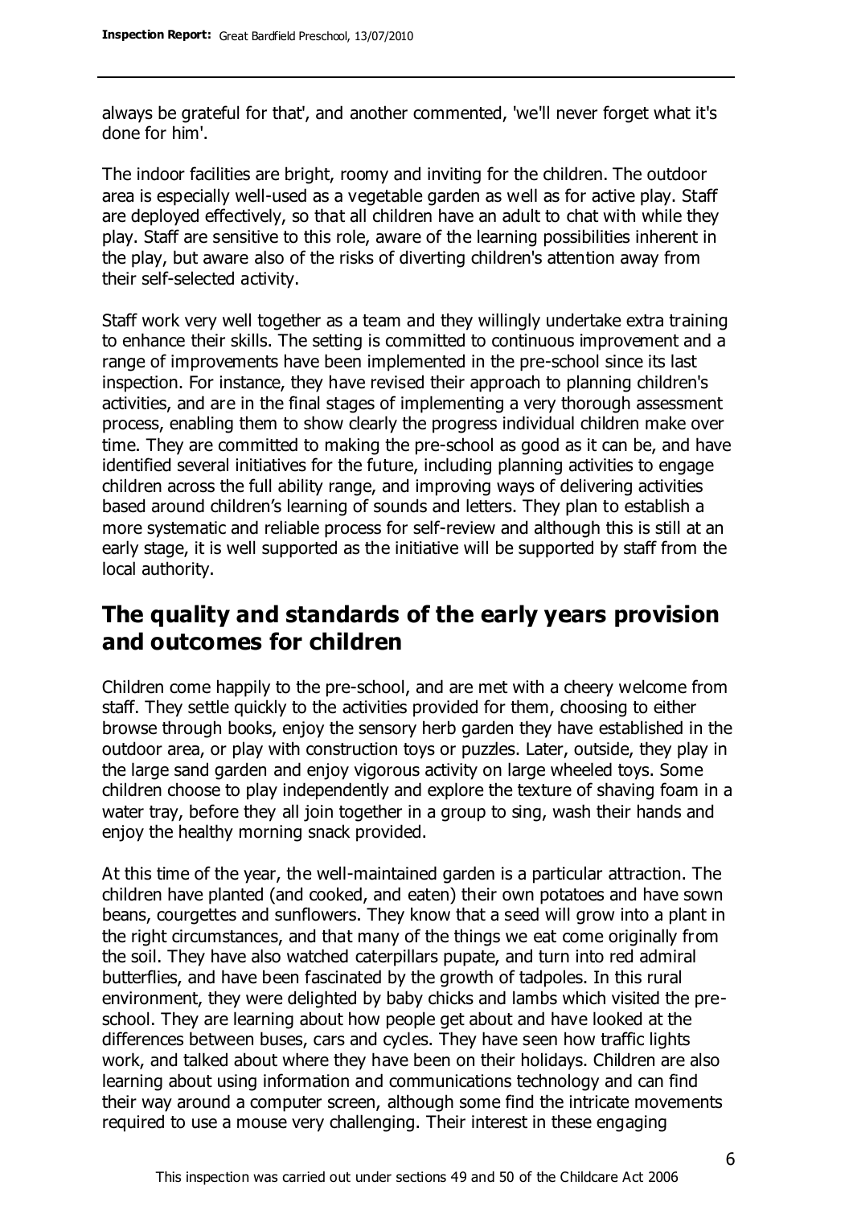always be grateful for that', and another commented, 'we'll never forget what it's done for him'.

The indoor facilities are bright, roomy and inviting for the children. The outdoor area is especially well-used as a vegetable garden as well as for active play. Staff are deployed effectively, so that all children have an adult to chat with while they play. Staff are sensitive to this role, aware of the learning possibilities inherent in the play, but aware also of the risks of diverting children's attention away from their self-selected activity.

Staff work very well together as a team and they willingly undertake extra training to enhance their skills. The setting is committed to continuous improvement and a range of improvements have been implemented in the pre-school since its last inspection. For instance, they have revised their approach to planning children's activities, and are in the final stages of implementing a very thorough assessment process, enabling them to show clearly the progress individual children make over time. They are committed to making the pre-school as good as it can be, and have identified several initiatives for the future, including planning activities to engage children across the full ability range, and improving ways of delivering activities based around children's learning of sounds and letters. They plan to establish a more systematic and reliable process for self-review and although this is still at an early stage, it is well supported as the initiative will be supported by staff from the local authority.

## The quality and standards of the early years provision and outcomes for children

Children come happily to the pre-school, and are met with a cheery welcome from staff. They settle quickly to the activities provided for them, choosing to either browse through books, enjoy the sensory herb garden they have established in the outdoor area, or play with construction toys or puzzles. Later, outside, they play in the large sand garden and enjoy vigorous activity on large wheeled toys. Some children choose to play independently and explore the texture of shaving foam in a water tray, before they all join together in a group to sing, wash their hands and enjoy the healthy morning snack provided.

At this time of the year, the well-maintained garden is a particular attraction. The children have planted (and cooked, and eaten) their own potatoes and have sown beans, courgettes and sunflowers. They know that a seed will grow into a plant in the right circumstances, and that many of the things we eat come originally from the soil. They have also watched caterpillars pupate, and turn into red admiral butterflies, and have been fascinated by the growth of tadpoles. In this rural environment, they were delighted by baby chicks and lambs which visited the pre-school. They are learning about how people get about and have looked at the differences between buses, cars and cycles. They have seen how traffic lights work, and talked about where they have been on their holidays. Children are also learning about using information and communications technology and can find their way around a computer screen, although some find the intricate movements required to use a mouse very challenging. Their interest in these engaging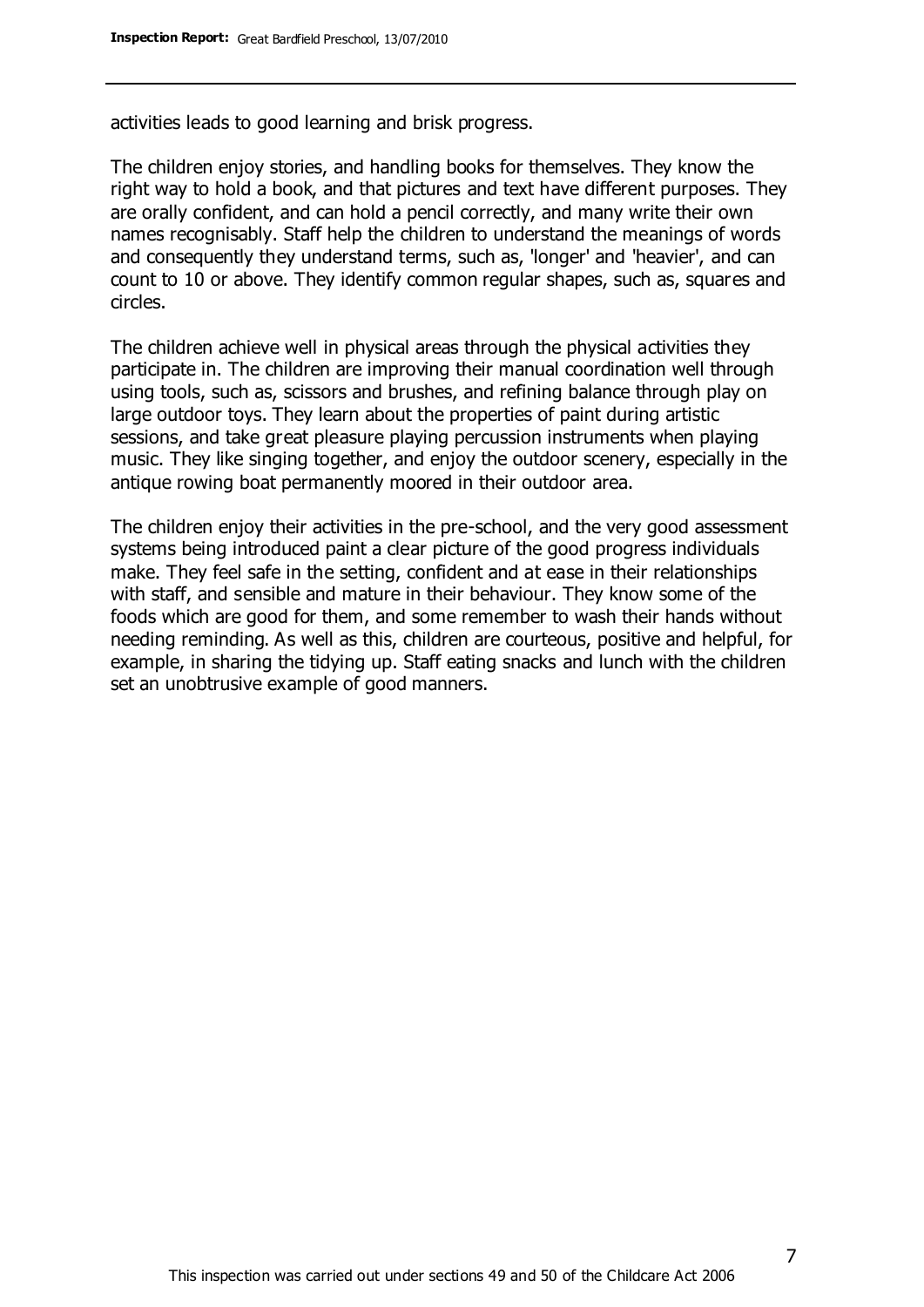activities leads to good learning and brisk progress.

The children enjoy stories, and handling books for themselves. They know the right way to hold a book, and that pictures and text have different purposes. They are orally confident, and can hold a pencil correctly, and many write their own names recognisably. Staff help the children to understand the meanings of words and consequently they understand terms, such as, 'longer' and 'heavier', and can count to 10 or above. They identify common regular shapes, such as, squares and circles.

The children achieve well in physical areas through the physical activities they participate in. The children are improving their manual coordination well through using tools, such as, scissors and brushes, and refining balance through play on large outdoor toys. They learn about the properties of paint during artistic sessions, and take great pleasure playing percussion instruments when playing music. They like singing together, and enjoy the outdoor scenery, especially in the antique rowing boat permanently moored in their outdoor area.

The children enjoy their activities in the pre-school, and the very good assessment systems being introduced paint a clear picture of the good progress individuals make. They feel safe in the setting, confident and at ease in their relationships with staff, and sensible and mature in their behaviour. They know some of the foods which are good for them, and some remember to wash their hands without needing reminding. As well as this, children are courteous, positive and helpful, for example, in sharing the tidying up. Staff eating snacks and lunch with the children set an unobtrusive example of good manners.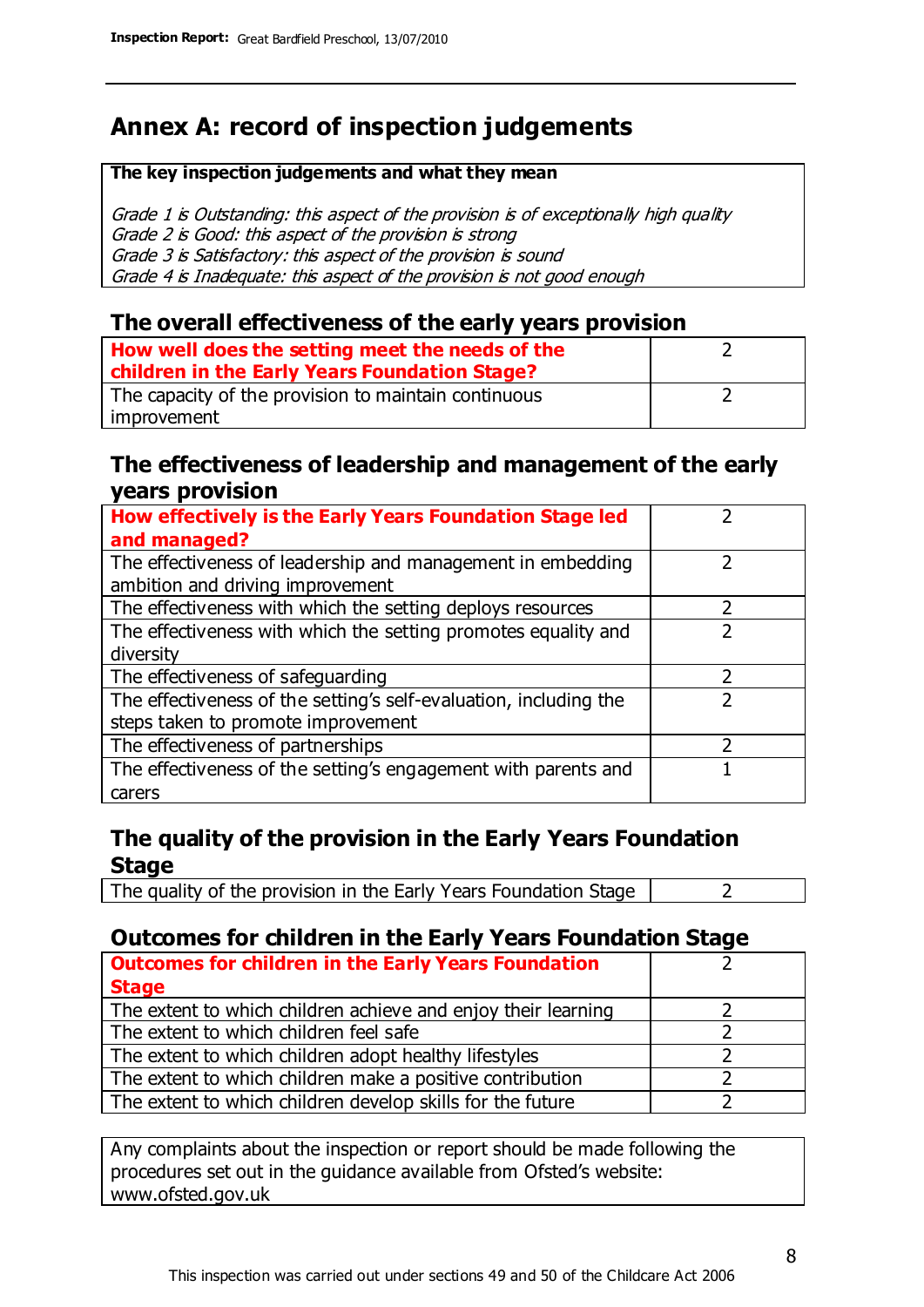# Annex A: record of inspection judgements

**The key inspection judgements and what they mean**

*Grade 1 is Outstanding: this aspect of the provision is of exceptionally high quality*
*Grade 2 is Good: this aspect of the provision is strong*
*Grade 3 is Satisfactory: this aspect of the provision is sound*
*Grade 4 is Inadequate: this aspect of the provision is not good enough*

## The overall effectiveness of the early years provision

| | |
|---|---|
| **How well does the setting meet the needs of the children in the Early Years Foundation Stage?** | 2 |
| The capacity of the provision to maintain continuous improvement | 2 |

## The effectiveness of leadership and management of the early years provision

| | |
|---|---|
| **How effectively is the Early Years Foundation Stage led and managed?** | 2 |
| The effectiveness of leadership and management in embedding ambition and driving improvement | 2 |
| The effectiveness with which the setting deploys resources | 2 |
| The effectiveness with which the setting promotes equality and diversity | 2 |
| The effectiveness of safeguarding | 2 |
| The effectiveness of the setting's self-evaluation, including the steps taken to promote improvement | 2 |
| The effectiveness of partnerships | 2 |
| The effectiveness of the setting's engagement with parents and carers | 1 |

## The quality of the provision in the Early Years Foundation Stage

| | |
|---|---|
| The quality of the provision in the Early Years Foundation Stage | 2 |

## Outcomes for children in the Early Years Foundation Stage

| | |
|---|---|
| **Outcomes for children in the Early Years Foundation Stage** | 2 |
| The extent to which children achieve and enjoy their learning | 2 |
| The extent to which children feel safe | 2 |
| The extent to which children adopt healthy lifestyles | 2 |
| The extent to which children make a positive contribution | 2 |
| The extent to which children develop skills for the future | 2 |

Any complaints about the inspection or report should be made following the procedures set out in the guidance available from Ofsted's website: www.ofsted.gov.uk

This inspection was carried out under sections 49 and 50 of the Childcare Act 2006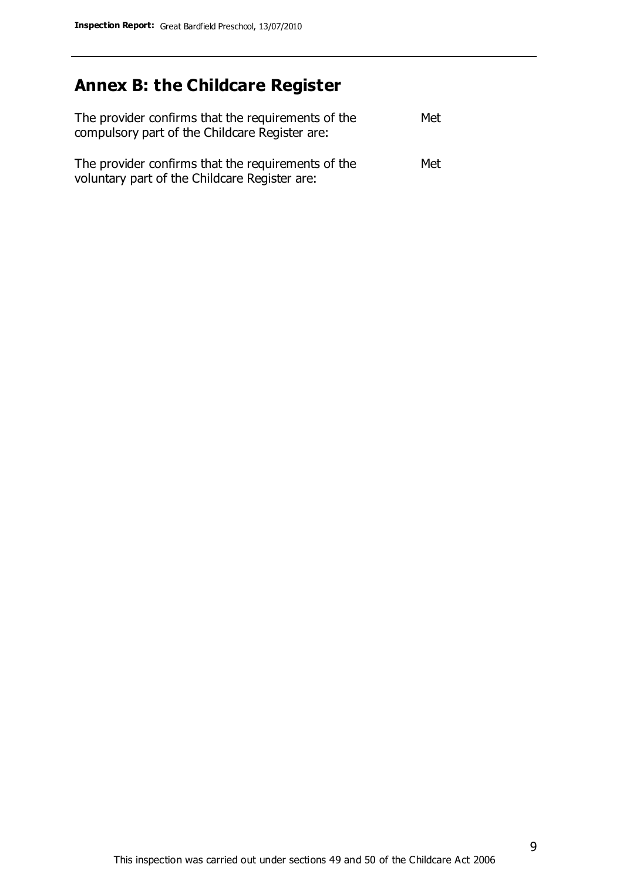## Annex B: the Childcare Register

| | |
|---|---|
| The provider confirms that the requirements of the compulsory part of the Childcare Register are: | Met |
| The provider confirms that the requirements of the voluntary part of the Childcare Register are: | Met |

This inspection was carried out under sections 49 and 50 of the Childcare Act 2006